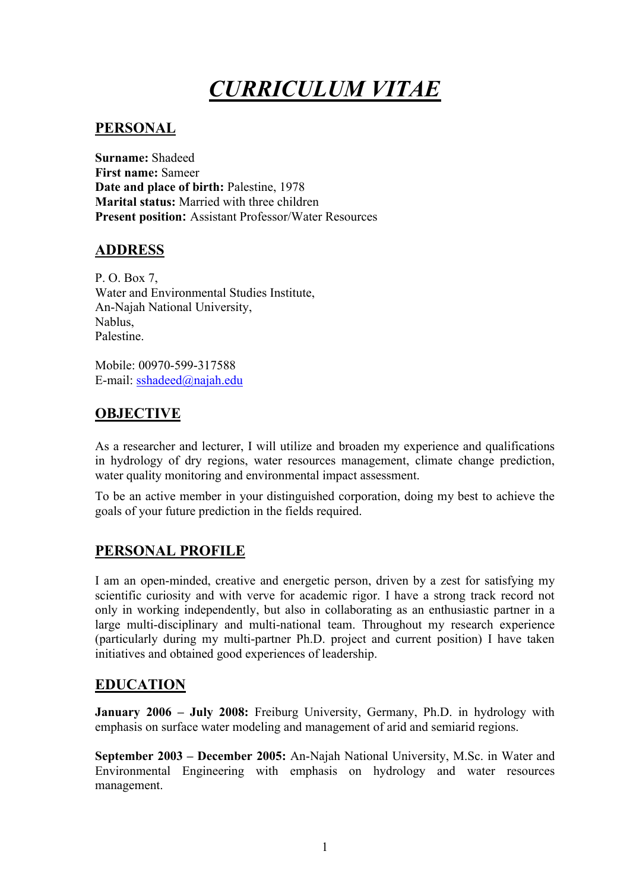# *CURRICULUM VITAE*

## PERSONAL

**Surname:** Shadeed
**First name:** Sameer
**Date and place of birth:** Palestine, 1978
**Marital status:** Married with three children
**Present position:** Assistant Professor/Water Resources

## ADDRESS

P. O. Box 7,
Water and Environmental Studies Institute,
An-Najah National University,
Nablus,
Palestine.

Mobile: 00970-599-317588
E-mail: sshadeed@najah.edu

## OBJECTIVE

As a researcher and lecturer, I will utilize and broaden my experience and qualifications in hydrology of dry regions, water resources management, climate change prediction, water quality monitoring and environmental impact assessment.

To be an active member in your distinguished corporation, doing my best to achieve the goals of your future prediction in the fields required.

## PERSONAL PROFILE

I am an open-minded, creative and energetic person, driven by a zest for satisfying my scientific curiosity and with verve for academic rigor. I have a strong track record not only in working independently, but also in collaborating as an enthusiastic partner in a large multi-disciplinary and multi-national team. Throughout my research experience (particularly during my multi-partner Ph.D. project and current position) I have taken initiatives and obtained good experiences of leadership.

## EDUCATION

**January 2006 – July 2008:** Freiburg University, Germany, Ph.D. in hydrology with emphasis on surface water modeling and management of arid and semiarid regions.

**September 2003 – December 2005:** An-Najah National University, M.Sc. in Water and Environmental Engineering with emphasis on hydrology and water resources management.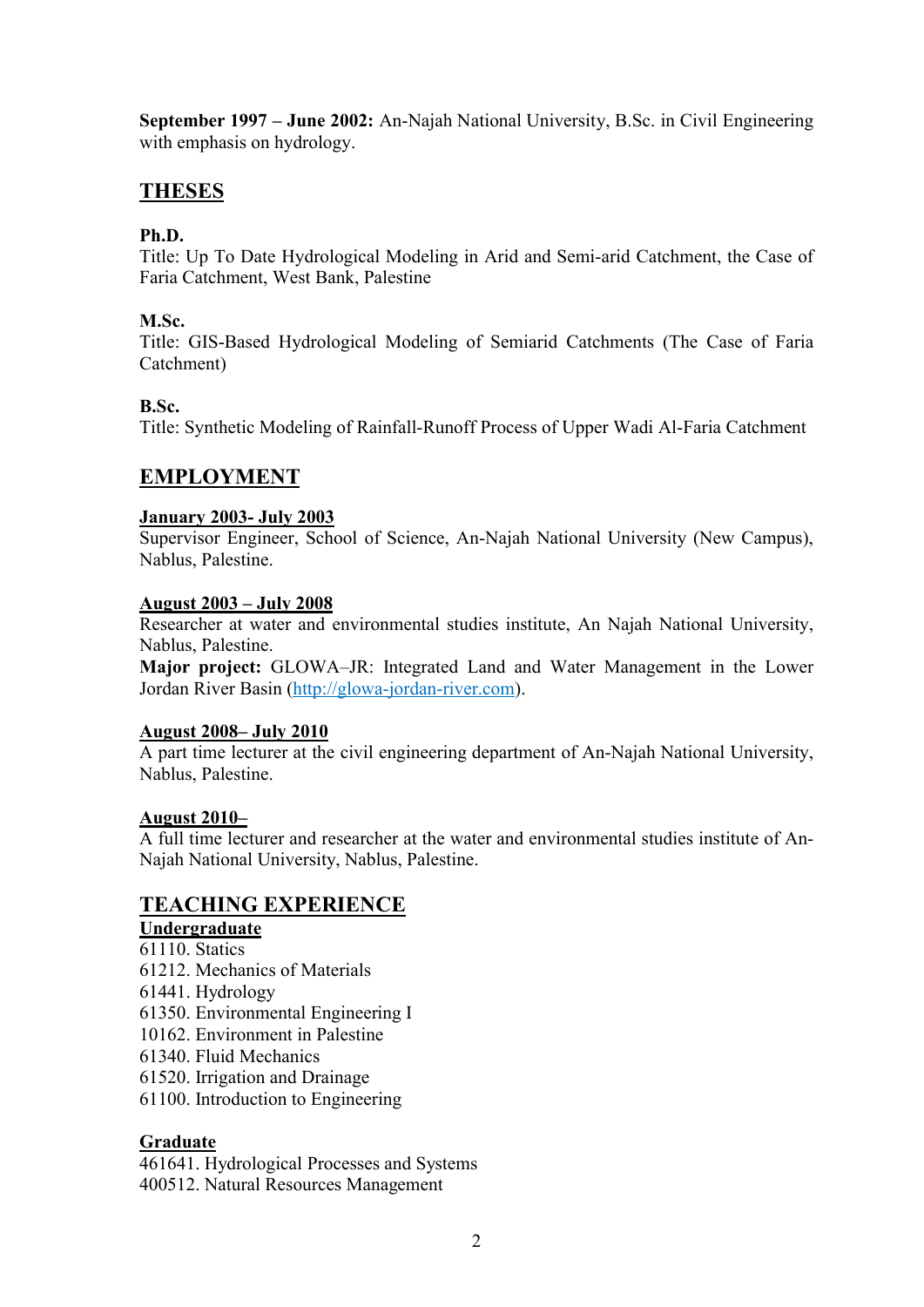**September 1997 – June 2002:** An-Najah National University, B.Sc. in Civil Engineering with emphasis on hydrology.

## THESES

**Ph.D.**
Title: Up To Date Hydrological Modeling in Arid and Semi-arid Catchment, the Case of Faria Catchment, West Bank, Palestine

**M.Sc.**
Title: GIS-Based Hydrological Modeling of Semiarid Catchments (The Case of Faria Catchment)

**B.Sc.**
Title: Synthetic Modeling of Rainfall-Runoff Process of Upper Wadi Al-Faria Catchment

## EMPLOYMENT

**January 2003- July 2003**
Supervisor Engineer, School of Science, An-Najah National University (New Campus), Nablus, Palestine.

**August 2003 – July 2008**
Researcher at water and environmental studies institute, An Najah National University, Nablus, Palestine.
**Major project:** GLOWA–JR: Integrated Land and Water Management in the Lower Jordan River Basin (http://glowa-jordan-river.com).

**August 2008– July 2010**
A part time lecturer at the civil engineering department of An-Najah National University, Nablus, Palestine.

**August 2010–**
A full time lecturer and researcher at the water and environmental studies institute of An-Najah National University, Nablus, Palestine.

## TEACHING EXPERIENCE

**Undergraduate**
61110. Statics
61212. Mechanics of Materials
61441. Hydrology
61350. Environmental Engineering I
10162. Environment in Palestine
61340. Fluid Mechanics
61520. Irrigation and Drainage
61100. Introduction to Engineering

**Graduate**
461641. Hydrological Processes and Systems
400512. Natural Resources Management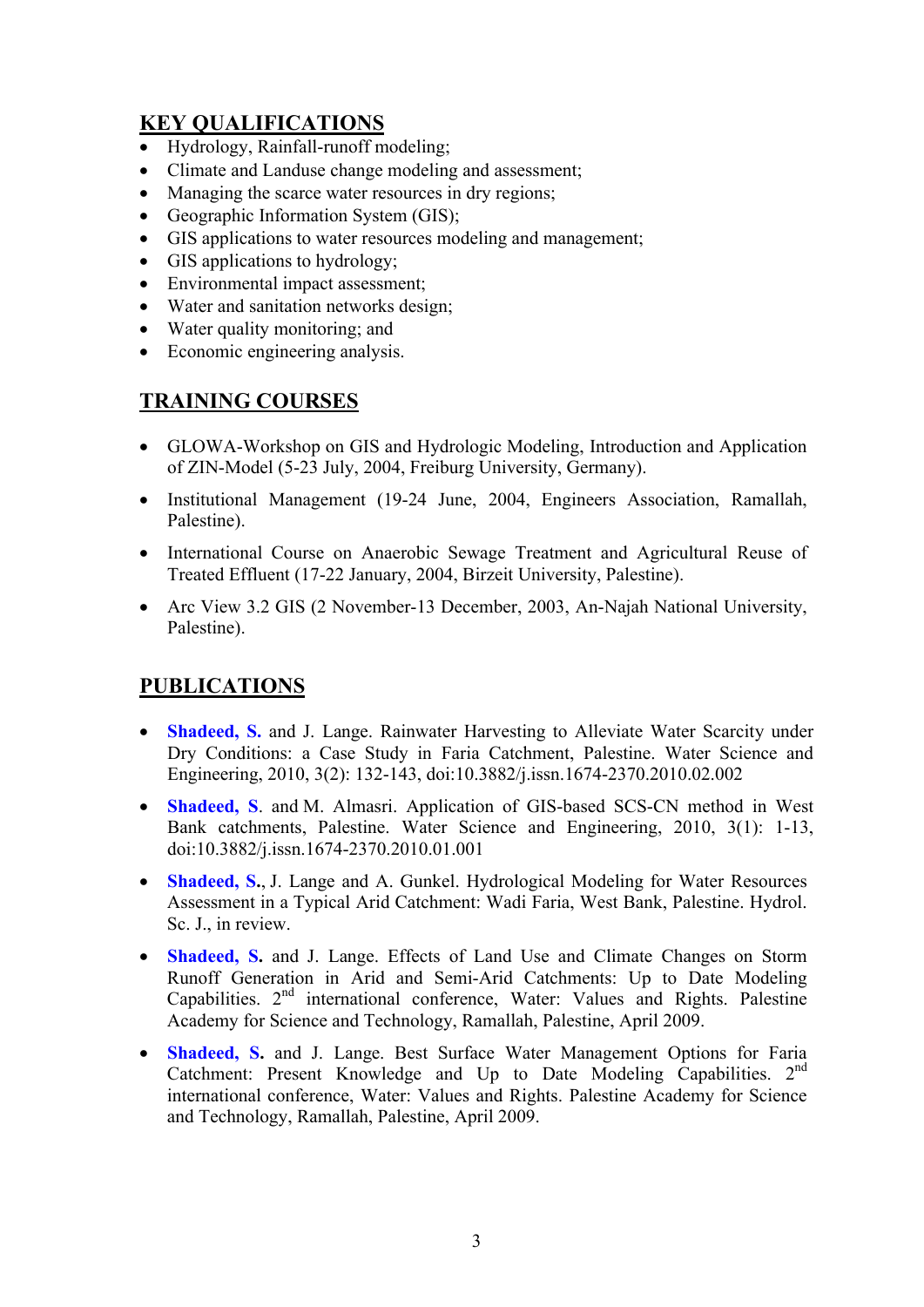## KEY QUALIFICATIONS

- Hydrology, Rainfall-runoff modeling;
- Climate and Landuse change modeling and assessment;
- Managing the scarce water resources in dry regions;
- Geographic Information System (GIS);
- GIS applications to water resources modeling and management;
- GIS applications to hydrology;
- Environmental impact assessment;
- Water and sanitation networks design;
- Water quality monitoring; and
- Economic engineering analysis.

## TRAINING COURSES

- GLOWA-Workshop on GIS and Hydrologic Modeling, Introduction and Application of ZIN-Model (5-23 July, 2004, Freiburg University, Germany).
- Institutional Management (19-24 June, 2004, Engineers Association, Ramallah, Palestine).
- International Course on Anaerobic Sewage Treatment and Agricultural Reuse of Treated Effluent (17-22 January, 2004, Birzeit University, Palestine).
- Arc View 3.2 GIS (2 November-13 December, 2003, An-Najah National University, Palestine).

## PUBLICATIONS

- **Shadeed, S.** and J. Lange. Rainwater Harvesting to Alleviate Water Scarcity under Dry Conditions: a Case Study in Faria Catchment, Palestine. Water Science and Engineering, 2010, 3(2): 132-143, doi:10.3882/j.issn.1674-2370.2010.02.002
- **Shadeed, S**. and M. Almasri. Application of GIS-based SCS-CN method in West Bank catchments, Palestine. Water Science and Engineering, 2010, 3(1): 1-13, doi:10.3882/j.issn.1674-2370.2010.01.001
- **Shadeed, S.**, J. Lange and A. Gunkel. Hydrological Modeling for Water Resources Assessment in a Typical Arid Catchment: Wadi Faria, West Bank, Palestine. Hydrol. Sc. J., in review.
- **Shadeed, S.** and J. Lange. Effects of Land Use and Climate Changes on Storm Runoff Generation in Arid and Semi-Arid Catchments: Up to Date Modeling Capabilities. 2nd international conference, Water: Values and Rights. Palestine Academy for Science and Technology, Ramallah, Palestine, April 2009.
- **Shadeed, S.** and J. Lange. Best Surface Water Management Options for Faria Catchment: Present Knowledge and Up to Date Modeling Capabilities. 2nd international conference, Water: Values and Rights. Palestine Academy for Science and Technology, Ramallah, Palestine, April 2009.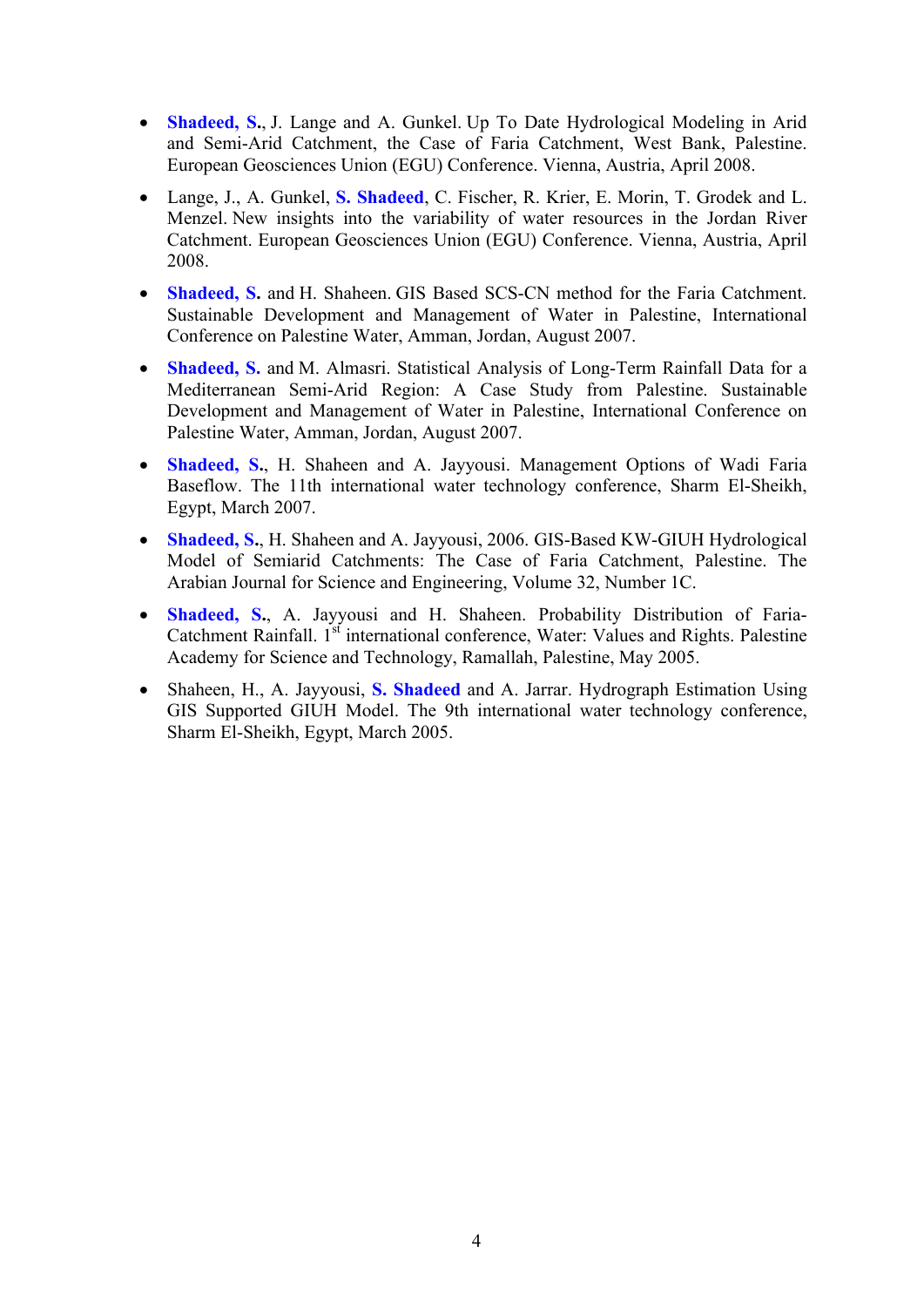- **Shadeed, S.**, J. Lange and A. Gunkel. Up To Date Hydrological Modeling in Arid and Semi-Arid Catchment, the Case of Faria Catchment, West Bank, Palestine. European Geosciences Union (EGU) Conference. Vienna, Austria, April 2008.

- Lange, J., A. Gunkel, **S. Shadeed**, C. Fischer, R. Krier, E. Morin, T. Grodek and L. Menzel. New insights into the variability of water resources in the Jordan River Catchment. European Geosciences Union (EGU) Conference. Vienna, Austria, April 2008.

- **Shadeed, S.** and H. Shaheen. GIS Based SCS-CN method for the Faria Catchment. Sustainable Development and Management of Water in Palestine, International Conference on Palestine Water, Amman, Jordan, August 2007.

- **Shadeed, S.** and M. Almasri. Statistical Analysis of Long-Term Rainfall Data for a Mediterranean Semi-Arid Region: A Case Study from Palestine. Sustainable Development and Management of Water in Palestine, International Conference on Palestine Water, Amman, Jordan, August 2007.

- **Shadeed, S.**, H. Shaheen and A. Jayyousi. Management Options of Wadi Faria Baseflow. The 11th international water technology conference, Sharm El-Sheikh, Egypt, March 2007.

- **Shadeed, S.**, H. Shaheen and A. Jayyousi, 2006. GIS-Based KW-GIUH Hydrological Model of Semiarid Catchments: The Case of Faria Catchment, Palestine. The Arabian Journal for Science and Engineering, Volume 32, Number 1C.

- **Shadeed, S.**, A. Jayyousi and H. Shaheen. Probability Distribution of Faria-Catchment Rainfall. 1st international conference, Water: Values and Rights. Palestine Academy for Science and Technology, Ramallah, Palestine, May 2005.

- Shaheen, H., A. Jayyousi, **S. Shadeed** and A. Jarrar. Hydrograph Estimation Using GIS Supported GIUH Model. The 9th international water technology conference, Sharm El-Sheikh, Egypt, March 2005.